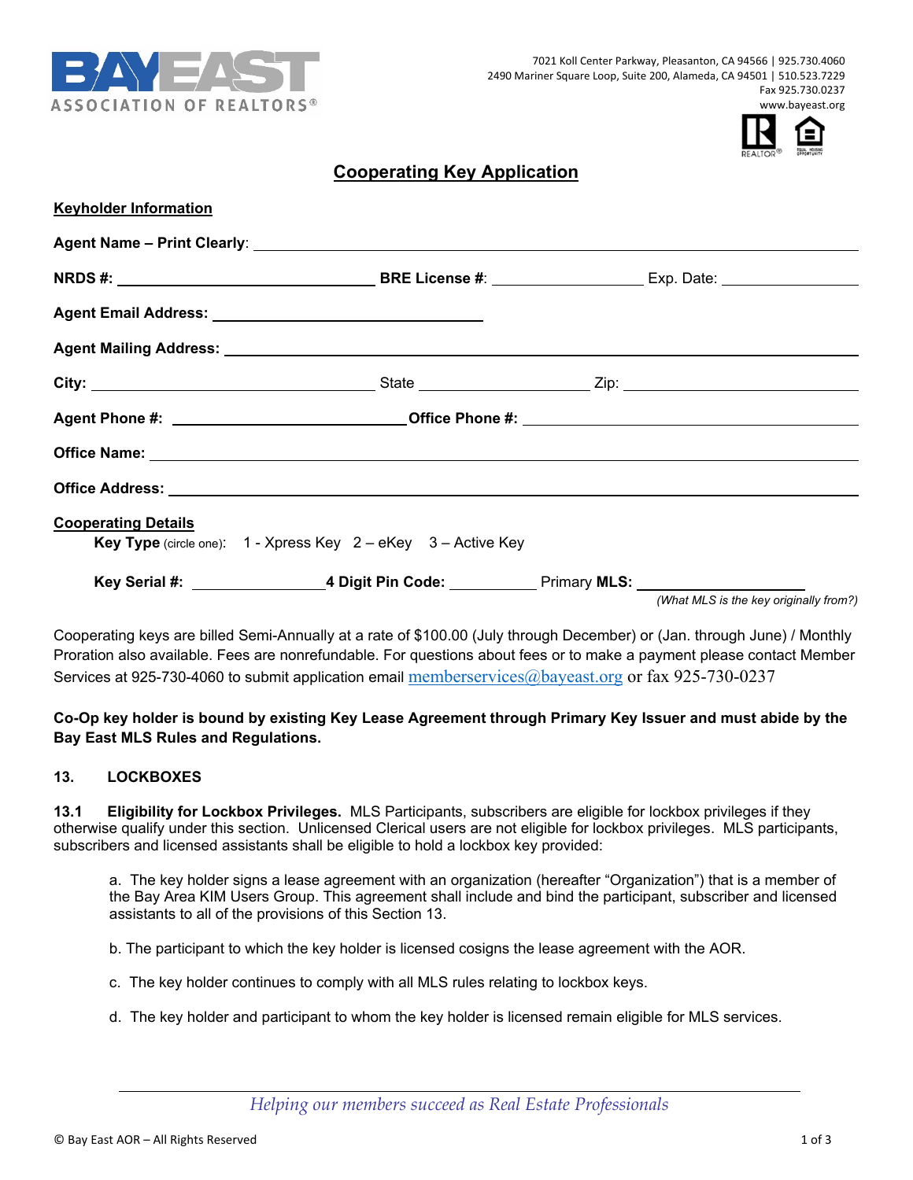BAYEAST ASSOCIATION OF REALTORS®

7021 Koll Center Parkway, Pleasanton, CA 94566 | 925.730.4060
2490 Mariner Square Loop, Suite 200, Alameda, CA 94501 | 510.523.7229
Fax 925.730.0237
www.bayeast.org

# Cooperating Key Application

**Keyholder Information**

**Agent Name – Print Clearly**: ______________________________________________

**NRDS #:** ____________________ **BRE License #**: ____________ Exp. Date: __________

**Agent Email Address:** ______________________

**Agent Mailing Address:** ______________________________________________

**City:** ____________________ State ____________ Zip: ________________

**Agent Phone #:** __________________ **Office Phone #:** ________________________

**Office Name:** ______________________________________________

**Office Address:** ______________________________________________

**Cooperating Details**

**Key Type** (circle one): 1 - Xpress Key 2 – eKey 3 – Active Key

**Key Serial #:** __________ **4 Digit Pin Code:** ________ Primary **MLS:** ______________
*(What MLS is the key originally from?)*

Cooperating keys are billed Semi-Annually at a rate of $100.00 (July through December) or (Jan. through June) / Monthly Proration also available. Fees are nonrefundable. For questions about fees or to make a payment please contact Member Services at 925-730-4060 to submit application email memberservices@bayeast.org or fax 925-730-0237

**Co-Op key holder is bound by existing Key Lease Agreement through Primary Key Issuer and must abide by the Bay East MLS Rules and Regulations.**

**13. LOCKBOXES**

**13.1 Eligibility for Lockbox Privileges.** MLS Participants, subscribers are eligible for lockbox privileges if they otherwise qualify under this section. Unlicensed Clerical users are not eligible for lockbox privileges. MLS participants, subscribers and licensed assistants shall be eligible to hold a lockbox key provided:

a. The key holder signs a lease agreement with an organization (hereafter "Organization") that is a member of the Bay Area KIM Users Group. This agreement shall include and bind the participant, subscriber and licensed assistants to all of the provisions of this Section 13.

b. The participant to which the key holder is licensed cosigns the lease agreement with the AOR.

c. The key holder continues to comply with all MLS rules relating to lockbox keys.

d. The key holder and participant to whom the key holder is licensed remain eligible for MLS services.

*Helping our members succeed as Real Estate Professionals*

© Bay East AOR – All Rights Reserved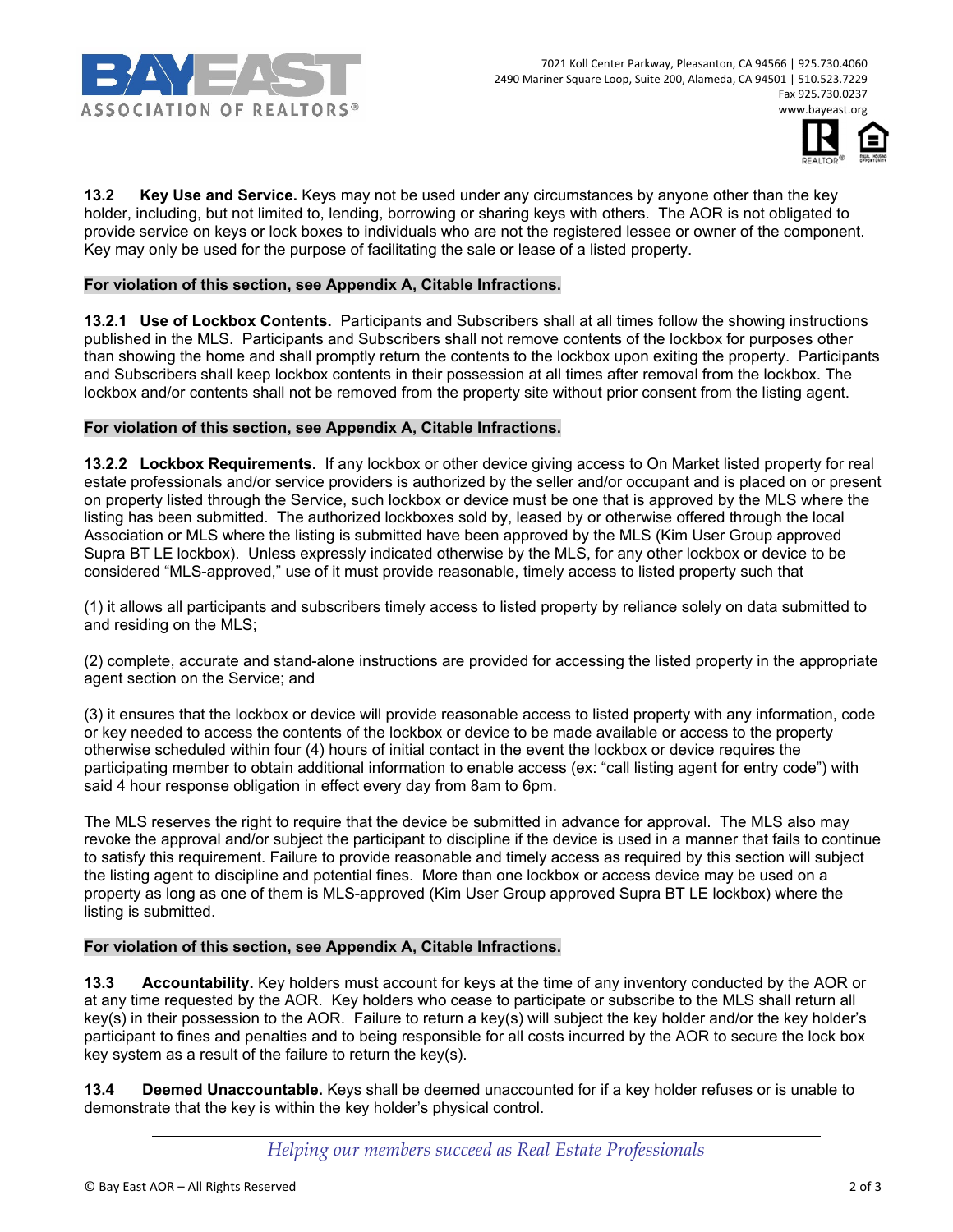**13.2 Key Use and Service.** Keys may not be used under any circumstances by anyone other than the key holder, including, but not limited to, lending, borrowing or sharing keys with others. The AOR is not obligated to provide service on keys or lock boxes to individuals who are not the registered lessee or owner of the component. Key may only be used for the purpose of facilitating the sale or lease of a listed property.

**For violation of this section, see Appendix A, Citable Infractions.**

**13.2.1 Use of Lockbox Contents.** Participants and Subscribers shall at all times follow the showing instructions published in the MLS. Participants and Subscribers shall not remove contents of the lockbox for purposes other than showing the home and shall promptly return the contents to the lockbox upon exiting the property. Participants and Subscribers shall keep lockbox contents in their possession at all times after removal from the lockbox. The lockbox and/or contents shall not be removed from the property site without prior consent from the listing agent.

**For violation of this section, see Appendix A, Citable Infractions.**

**13.2.2 Lockbox Requirements.** If any lockbox or other device giving access to On Market listed property for real estate professionals and/or service providers is authorized by the seller and/or occupant and is placed on or present on property listed through the Service, such lockbox or device must be one that is approved by the MLS where the listing has been submitted. The authorized lockboxes sold by, leased by or otherwise offered through the local Association or MLS where the listing is submitted have been approved by the MLS (Kim User Group approved Supra BT LE lockbox). Unless expressly indicated otherwise by the MLS, for any other lockbox or device to be considered "MLS-approved," use of it must provide reasonable, timely access to listed property such that

(1) it allows all participants and subscribers timely access to listed property by reliance solely on data submitted to and residing on the MLS;

(2) complete, accurate and stand-alone instructions are provided for accessing the listed property in the appropriate agent section on the Service; and

(3) it ensures that the lockbox or device will provide reasonable access to listed property with any information, code or key needed to access the contents of the lockbox or device to be made available or access to the property otherwise scheduled within four (4) hours of initial contact in the event the lockbox or device requires the participating member to obtain additional information to enable access (ex: "call listing agent for entry code") with said 4 hour response obligation in effect every day from 8am to 6pm.

The MLS reserves the right to require that the device be submitted in advance for approval. The MLS also may revoke the approval and/or subject the participant to discipline if the device is used in a manner that fails to continue to satisfy this requirement. Failure to provide reasonable and timely access as required by this section will subject the listing agent to discipline and potential fines. More than one lockbox or access device may be used on a property as long as one of them is MLS-approved (Kim User Group approved Supra BT LE lockbox) where the listing is submitted.

**For violation of this section, see Appendix A, Citable Infractions.**

**13.3 Accountability.** Key holders must account for keys at the time of any inventory conducted by the AOR or at any time requested by the AOR. Key holders who cease to participate or subscribe to the MLS shall return all key(s) in their possession to the AOR. Failure to return a key(s) will subject the key holder and/or the key holder's participant to fines and penalties and to being responsible for all costs incurred by the AOR to secure the lock box key system as a result of the failure to return the key(s).

**13.4 Deemed Unaccountable.** Keys shall be deemed unaccounted for if a key holder refuses or is unable to demonstrate that the key is within the key holder's physical control.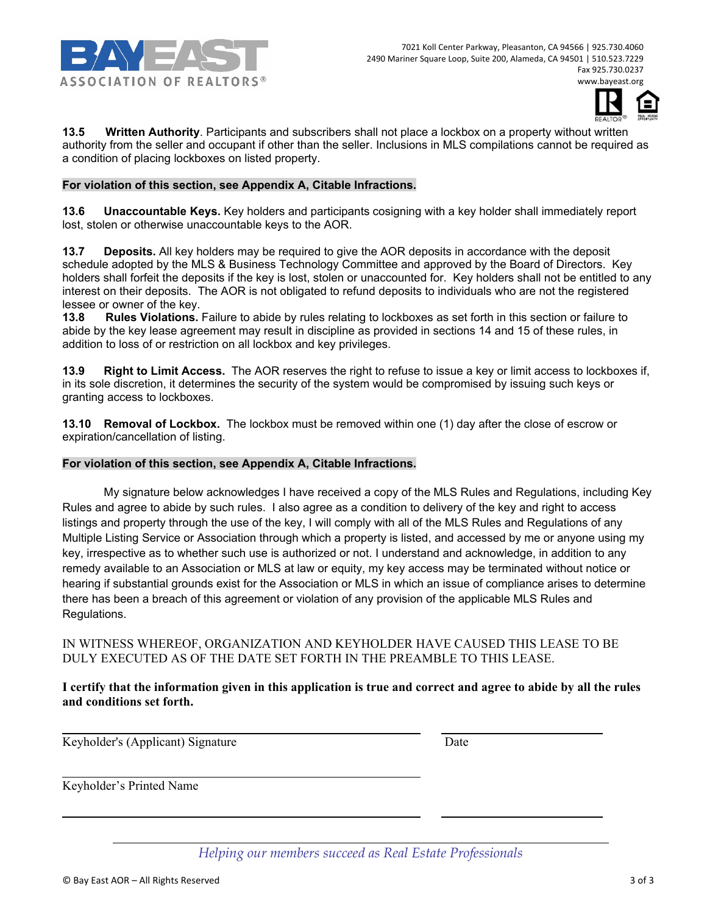**13.5 Written Authority**. Participants and subscribers shall not place a lockbox on a property without written authority from the seller and occupant if other than the seller. Inclusions in MLS compilations cannot be required as a condition of placing lockboxes on listed property.

**For violation of this section, see Appendix A, Citable Infractions.**

**13.6 Unaccountable Keys.** Key holders and participants cosigning with a key holder shall immediately report lost, stolen or otherwise unaccountable keys to the AOR.

**13.7 Deposits.** All key holders may be required to give the AOR deposits in accordance with the deposit schedule adopted by the MLS & Business Technology Committee and approved by the Board of Directors. Key holders shall forfeit the deposits if the key is lost, stolen or unaccounted for. Key holders shall not be entitled to any interest on their deposits. The AOR is not obligated to refund deposits to individuals who are not the registered lessee or owner of the key.

**13.8 Rules Violations.** Failure to abide by rules relating to lockboxes as set forth in this section or failure to abide by the key lease agreement may result in discipline as provided in sections 14 and 15 of these rules, in addition to loss of or restriction on all lockbox and key privileges.

**13.9 Right to Limit Access.** The AOR reserves the right to refuse to issue a key or limit access to lockboxes if, in its sole discretion, it determines the security of the system would be compromised by issuing such keys or granting access to lockboxes.

**13.10 Removal of Lockbox.** The lockbox must be removed within one (1) day after the close of escrow or expiration/cancellation of listing.

**For violation of this section, see Appendix A, Citable Infractions.**

My signature below acknowledges I have received a copy of the MLS Rules and Regulations, including Key Rules and agree to abide by such rules. I also agree as a condition to delivery of the key and right to access listings and property through the use of the key, I will comply with all of the MLS Rules and Regulations of any Multiple Listing Service or Association through which a property is listed, and accessed by me or anyone using my key, irrespective as to whether such use is authorized or not. I understand and acknowledge, in addition to any remedy available to an Association or MLS at law or equity, my key access may be terminated without notice or hearing if substantial grounds exist for the Association or MLS in which an issue of compliance arises to determine there has been a breach of this agreement or violation of any provision of the applicable MLS Rules and Regulations.

IN WITNESS WHEREOF, ORGANIZATION AND KEYHOLDER HAVE CAUSED THIS LEASE TO BE DULY EXECUTED AS OF THE DATE SET FORTH IN THE PREAMBLE TO THIS LEASE.

**I certify that the information given in this application is true and correct and agree to abide by all the rules and conditions set forth.**

\_\_\_\_\_\_\_\_\_\_\_\_\_\_\_\_\_\_\_\_\_\_\_\_\_\_\_\_\_\_\_\_\_\_\_\_\_\_ \_\_\_\_\_\_\_\_\_\_\_\_\_\_\_\_\_\_\_\_
Keyholder's (Applicant) Signature Date

\_\_\_\_\_\_\_\_\_\_\_\_\_\_\_\_\_\_\_\_\_\_\_\_\_\_\_\_\_\_\_\_\_\_\_\_\_\_
Keyholder's Printed Name

\_\_\_\_\_\_\_\_\_\_\_\_\_\_\_\_\_\_\_\_\_\_\_\_\_\_\_\_\_\_\_\_\_\_\_\_\_\_ \_\_\_\_\_\_\_\_\_\_\_\_\_\_\_\_\_\_\_\_

*Helping our members succeed as Real Estate Professionals*

© Bay East AOR – All Rights Reserved